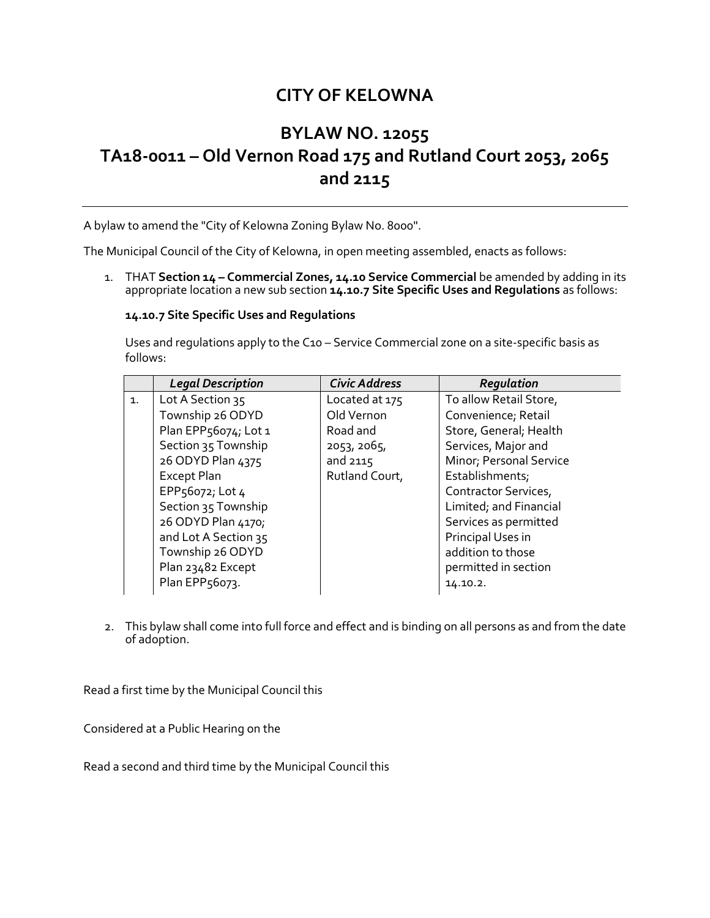# CITY OF KELOWNA

## BYLAW NO. 12055
## TA18-0011 – Old Vernon Road 175 and Rutland Court 2053, 2065 and 2115

A bylaw to amend the "City of Kelowna Zoning Bylaw No. 8000".

The Municipal Council of the City of Kelowna, in open meeting assembled, enacts as follows:

1. THAT **Section 14 – Commercial Zones, 14.10 Service Commercial** be amended by adding in its appropriate location a new sub section **14.10.7 Site Specific Uses and Regulations** as follows:

   **14.10.7 Site Specific Uses and Regulations**

   Uses and regulations apply to the C10 – Service Commercial zone on a site-specific basis as follows:

   | | *Legal Description* | *Civic Address* | *Regulation* |
   |---|---|---|---|
   | 1. | Lot A Section 35 Township 26 ODYD Plan EPP56074; Lot 1 Section 35 Township 26 ODYD Plan 4375 Except Plan EPP56072; Lot 4 Section 35 Township 26 ODYD Plan 4170; and Lot A Section 35 Township 26 ODYD Plan 23482 Except Plan EPP56073. | Located at 175 Old Vernon Road and 2053, 2065, and 2115 Rutland Court, | To allow Retail Store, Convenience; Retail Store, General; Health Services, Major and Minor; Personal Service Establishments; Contractor Services, Limited; and Financial Services as permitted Principal Uses in addition to those permitted in section 14.10.2. |

2. This bylaw shall come into full force and effect and is binding on all persons as and from the date of adoption.

Read a first time by the Municipal Council this

Considered at a Public Hearing on the

Read a second and third time by the Municipal Council this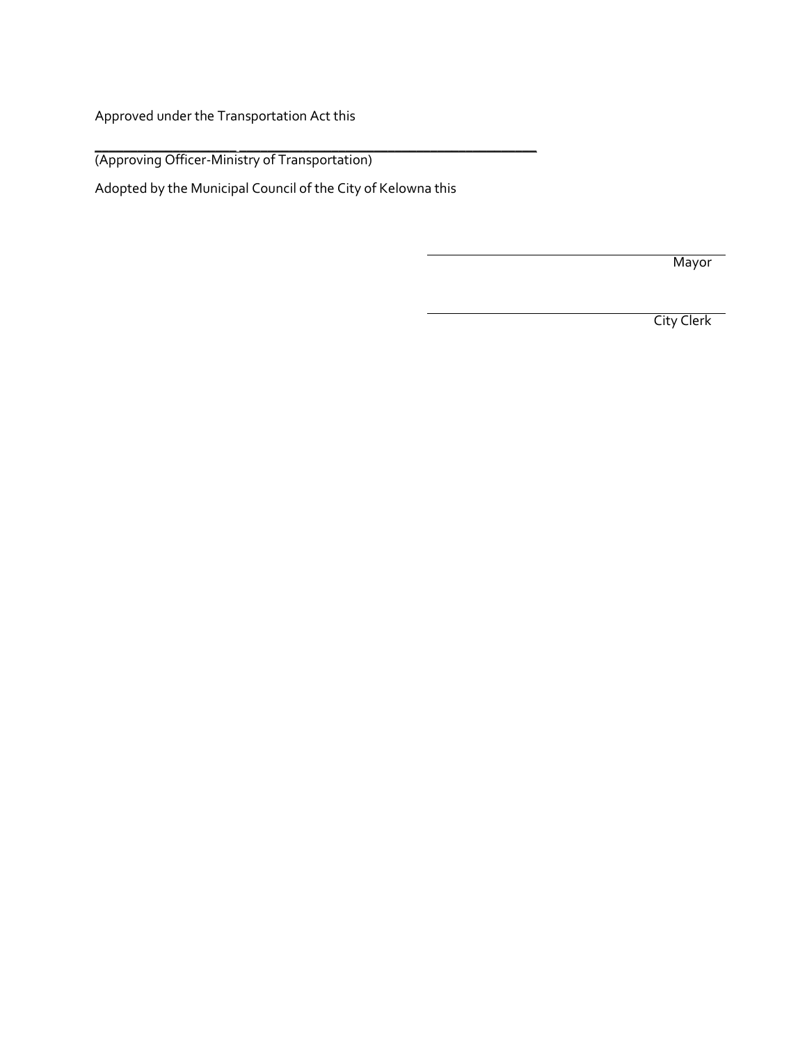Approved under the Transportation Act this

______________________________________________________________

(Approving Officer-Ministry of Transportation)

Adopted by the Municipal Council of the City of Kelowna this

______________________________________________
Mayor

______________________________________________
City Clerk